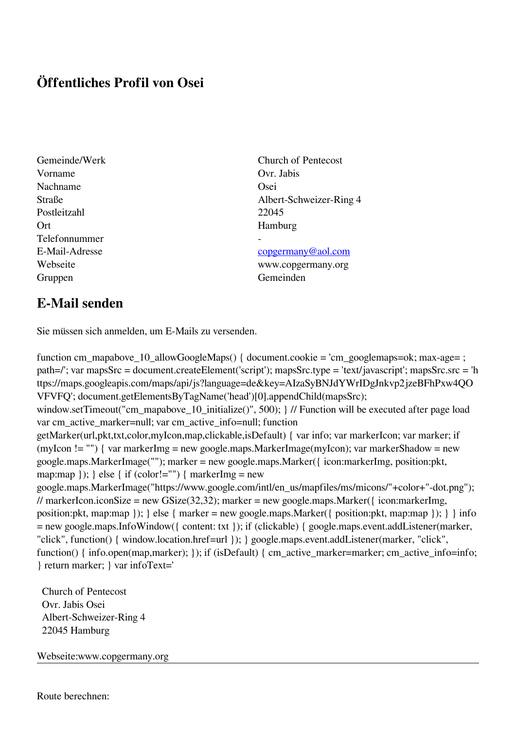# Öffentliches Profil von Osei

| | |
|---|---|
| Gemeinde/Werk | Church of Pentecost |
| Vorname | Ovr. Jabis |
| Nachname | Osei |
| Straße | Albert-Schweizer-Ring 4 |
| Postleitzahl | 22045 |
| Ort | Hamburg |
| Telefonnummer | - |
| E-Mail-Adresse | copgermany@aol.com |
| Webseite | www.copgermany.org |
| Gruppen | Gemeinden |

## E-Mail senden

Sie müssen sich anmelden, um E-Mails zu versenden.

function cm_mapabove_10_allowGoogleMaps() { document.cookie = 'cm_googlemaps=ok; max-age= ; path=/'; var mapsSrc = document.createElement('script'); mapsSrc.type = 'text/javascript'; mapsSrc.src = 'https://maps.googleapis.com/maps/api/js?language=de&key=AIzaSyBNJdYWrIDgJnkvp2jzeBFhPxw4QOVFVFQ'; document.getElementsByTagName('head')[0].appendChild(mapsSrc); window.setTimeout("cm_mapabove_10_initialize()", 500); } // Function will be executed after page load var cm_active_marker=null; var cm_active_info=null; function getMarker(url,pkt,txt,color,myIcon,map,clickable,isDefault) { var info; var markerIcon; var marker; if (myIcon != "") { var markerImg = new google.maps.MarkerImage(myIcon); var markerShadow = new google.maps.MarkerImage(""); marker = new google.maps.Marker({ icon:markerImg, position:pkt, map:map }); } else { if (color!="") { markerImg = new google.maps.MarkerImage("https://www.google.com/intl/en_us/mapfiles/ms/micons/"+color+"-dot.png"); // markerIcon.iconSize = new GSize(32,32); marker = new google.maps.Marker({ icon:markerImg, position:pkt, map:map }); } else { marker = new google.maps.Marker({ position:pkt, map:map }); } } info = new google.maps.InfoWindow({ content: txt }); if (clickable) { google.maps.event.addListener(marker, "click", function() { window.location.href=url }); } google.maps.event.addListener(marker, "click", function() { info.open(map,marker); }); if (isDefault) { cm_active_marker=marker; cm_active_info=info; } return marker; } var infoText='

Church of Pentecost
Ovr. Jabis Osei
Albert-Schweizer-Ring 4
22045 Hamburg

Webseite:www.copgermany.org

---

Route berechnen: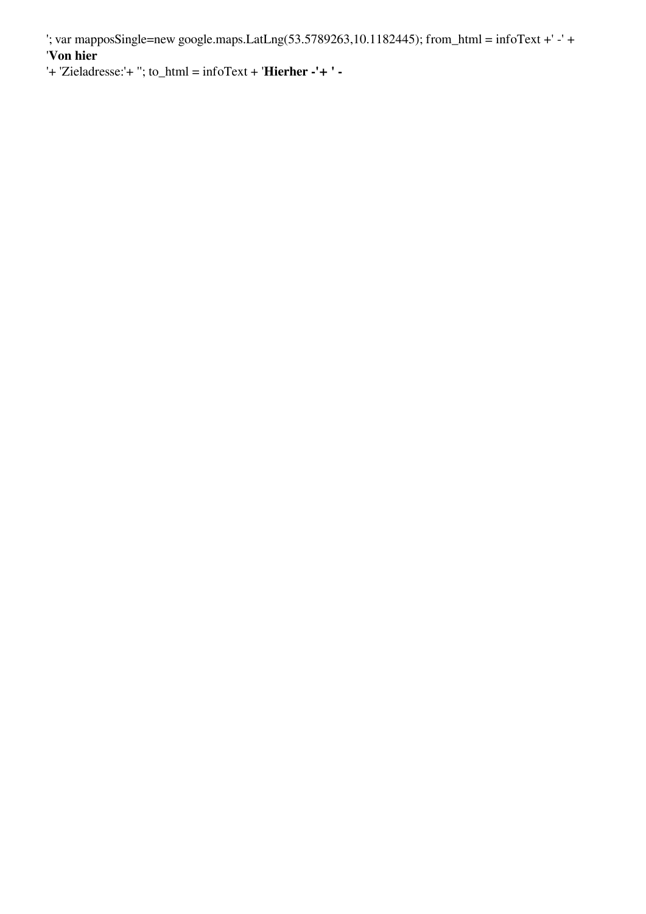'; var mapposSingle=new google.maps.LatLng(53.5789263,10.1182445); from_html = infoText +' -' + '**Von hier**

'+ 'Zieladresse:'+ ''; to_html = infoText + '**Hierher -'+ ' -**